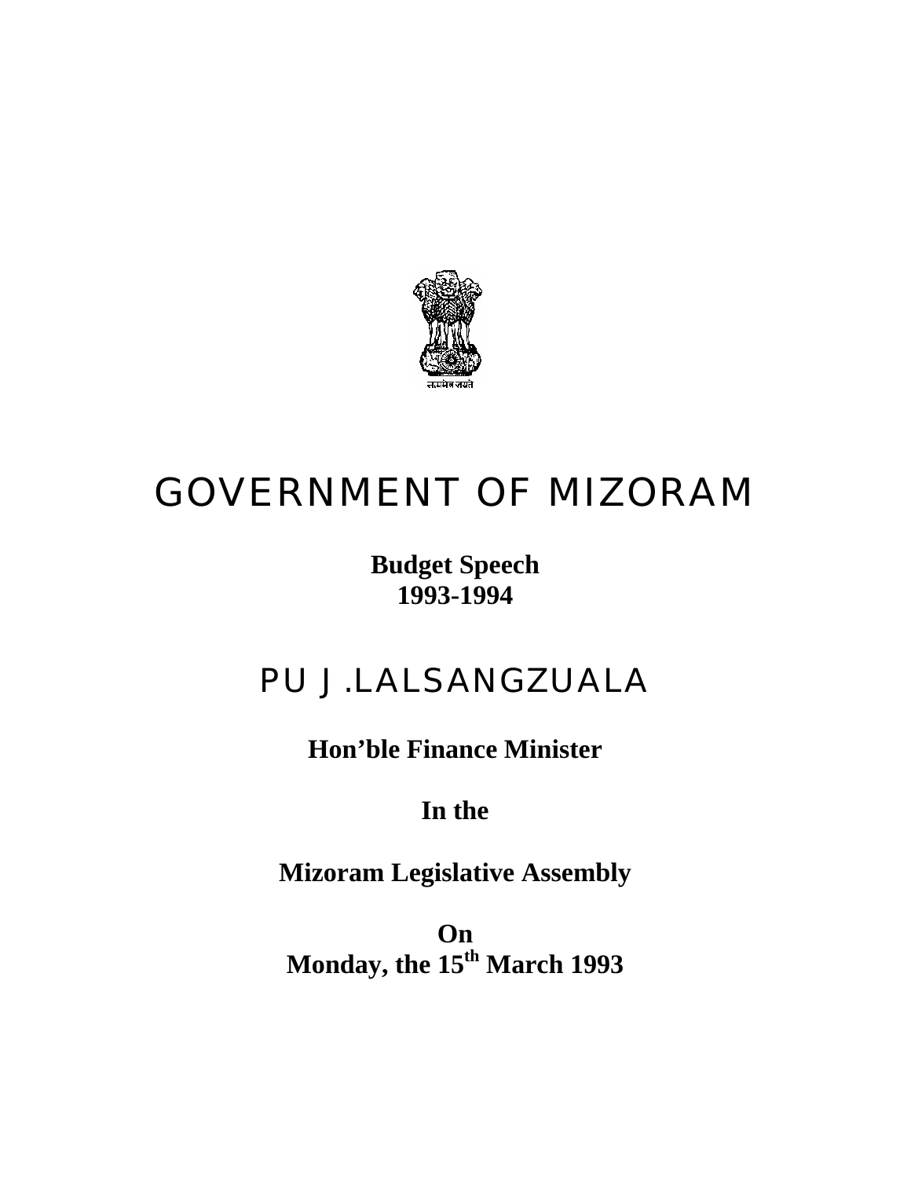सत्यमेव जयते

# GOVERNMENT OF MIZORAM

**Budget Speech**
**1993-1994**

## PU J .LALSANGZUALA

**Hon'ble Finance Minister**

**In the**

**Mizoram Legislative Assembly**

**On**
**Monday, the 15th March 1993**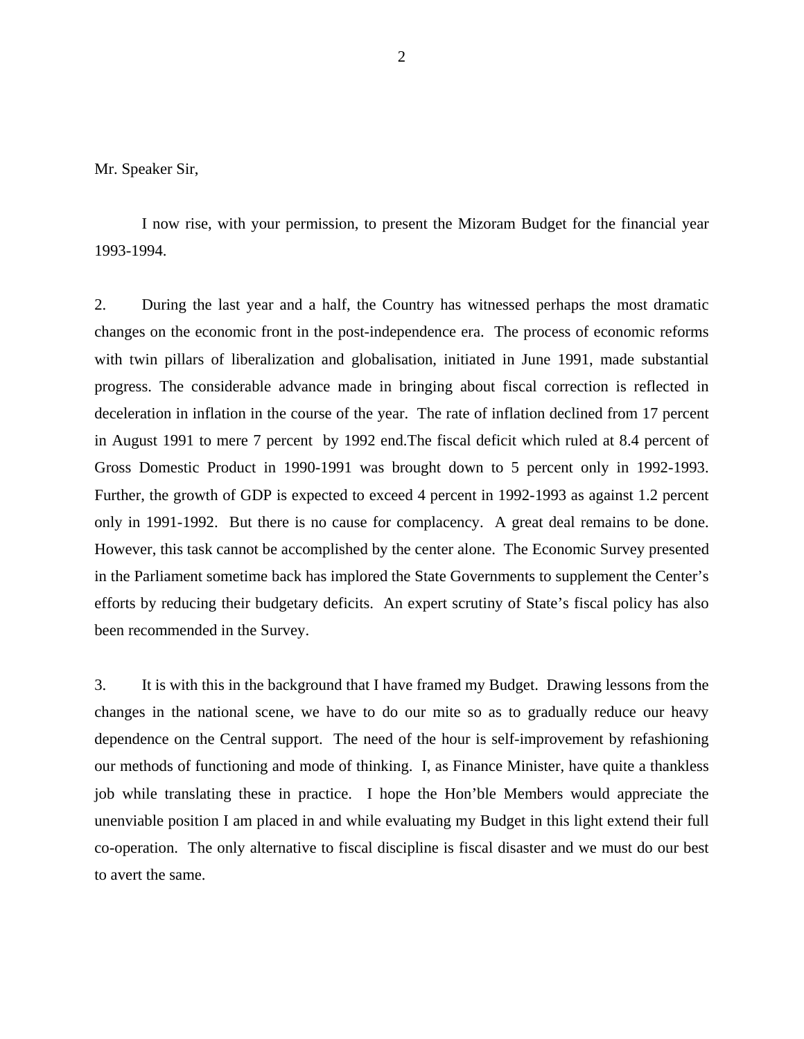Mr. Speaker Sir,

I now rise, with your permission, to present the Mizoram Budget for the financial year 1993-1994.

2. During the last year and a half, the Country has witnessed perhaps the most dramatic changes on the economic front in the post-independence era. The process of economic reforms with twin pillars of liberalization and globalisation, initiated in June 1991, made substantial progress. The considerable advance made in bringing about fiscal correction is reflected in deceleration in inflation in the course of the year. The rate of inflation declined from 17 percent in August 1991 to mere 7 percent by 1992 end.The fiscal deficit which ruled at 8.4 percent of Gross Domestic Product in 1990-1991 was brought down to 5 percent only in 1992-1993. Further, the growth of GDP is expected to exceed 4 percent in 1992-1993 as against 1.2 percent only in 1991-1992. But there is no cause for complacency. A great deal remains to be done. However, this task cannot be accomplished by the center alone. The Economic Survey presented in the Parliament sometime back has implored the State Governments to supplement the Center's efforts by reducing their budgetary deficits. An expert scrutiny of State's fiscal policy has also been recommended in the Survey.

3. It is with this in the background that I have framed my Budget. Drawing lessons from the changes in the national scene, we have to do our mite so as to gradually reduce our heavy dependence on the Central support. The need of the hour is self-improvement by refashioning our methods of functioning and mode of thinking. I, as Finance Minister, have quite a thankless job while translating these in practice. I hope the Hon'ble Members would appreciate the unenviable position I am placed in and while evaluating my Budget in this light extend their full co-operation. The only alternative to fiscal discipline is fiscal disaster and we must do our best to avert the same.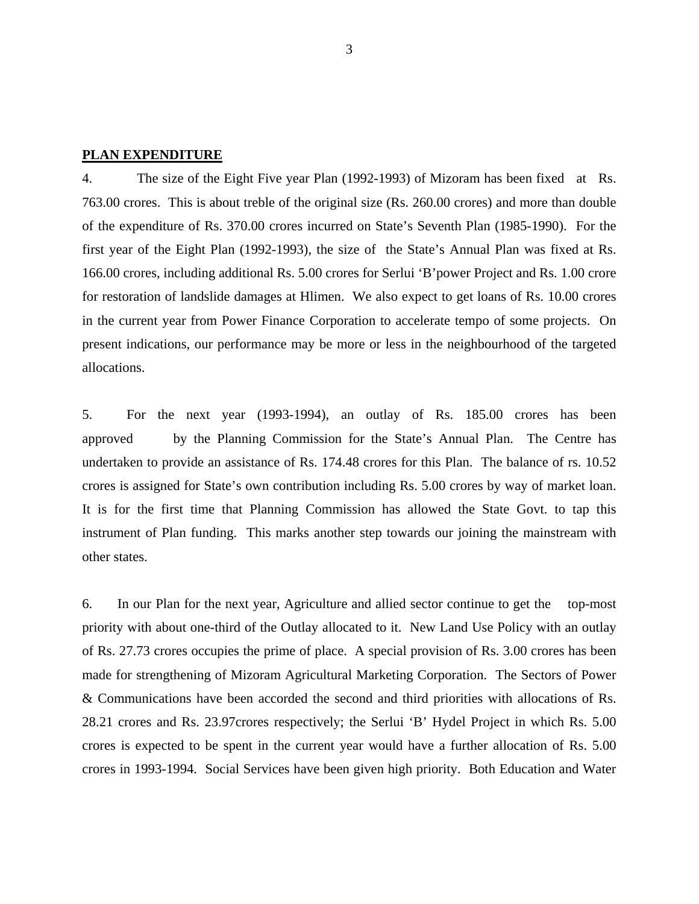**PLAN EXPENDITURE**

4. The size of the Eight Five year Plan (1992-1993) of Mizoram has been fixed at Rs. 763.00 crores. This is about treble of the original size (Rs. 260.00 crores) and more than double of the expenditure of Rs. 370.00 crores incurred on State's Seventh Plan (1985-1990). For the first year of the Eight Plan (1992-1993), the size of the State's Annual Plan was fixed at Rs. 166.00 crores, including additional Rs. 5.00 crores for Serlui 'B'power Project and Rs. 1.00 crore for restoration of landslide damages at Hlimen. We also expect to get loans of Rs. 10.00 crores in the current year from Power Finance Corporation to accelerate tempo of some projects. On present indications, our performance may be more or less in the neighbourhood of the targeted allocations.

5. For the next year (1993-1994), an outlay of Rs. 185.00 crores has been approved by the Planning Commission for the State's Annual Plan. The Centre has undertaken to provide an assistance of Rs. 174.48 crores for this Plan. The balance of rs. 10.52 crores is assigned for State's own contribution including Rs. 5.00 crores by way of market loan. It is for the first time that Planning Commission has allowed the State Govt. to tap this instrument of Plan funding. This marks another step towards our joining the mainstream with other states.

6. In our Plan for the next year, Agriculture and allied sector continue to get the top-most priority with about one-third of the Outlay allocated to it. New Land Use Policy with an outlay of Rs. 27.73 crores occupies the prime of place. A special provision of Rs. 3.00 crores has been made for strengthening of Mizoram Agricultural Marketing Corporation. The Sectors of Power & Communications have been accorded the second and third priorities with allocations of Rs. 28.21 crores and Rs. 23.97crores respectively; the Serlui 'B' Hydel Project in which Rs. 5.00 crores is expected to be spent in the current year would have a further allocation of Rs. 5.00 crores in 1993-1994. Social Services have been given high priority. Both Education and Water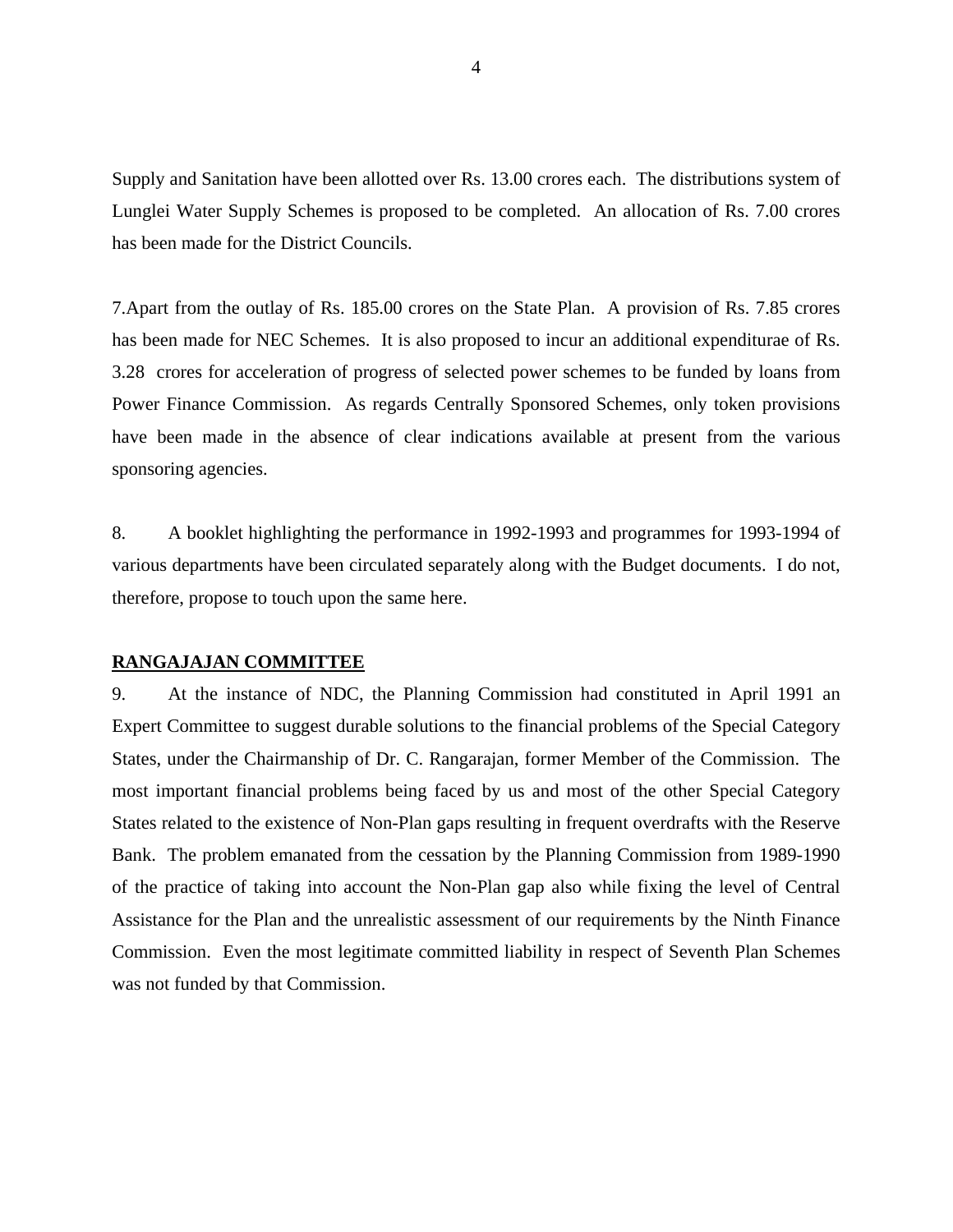Supply and Sanitation have been allotted over Rs. 13.00 crores each. The distributions system of Lunglei Water Supply Schemes is proposed to be completed. An allocation of Rs. 7.00 crores has been made for the District Councils.

7.Apart from the outlay of Rs. 185.00 crores on the State Plan. A provision of Rs. 7.85 crores has been made for NEC Schemes. It is also proposed to incur an additional expenditurae of Rs. 3.28 crores for acceleration of progress of selected power schemes to be funded by loans from Power Finance Commission. As regards Centrally Sponsored Schemes, only token provisions have been made in the absence of clear indications available at present from the various sponsoring agencies.

8. A booklet highlighting the performance in 1992-1993 and programmes for 1993-1994 of various departments have been circulated separately along with the Budget documents. I do not, therefore, propose to touch upon the same here.

**RANGAJAJAN COMMITTEE**

9. At the instance of NDC, the Planning Commission had constituted in April 1991 an Expert Committee to suggest durable solutions to the financial problems of the Special Category States, under the Chairmanship of Dr. C. Rangarajan, former Member of the Commission. The most important financial problems being faced by us and most of the other Special Category States related to the existence of Non-Plan gaps resulting in frequent overdrafts with the Reserve Bank. The problem emanated from the cessation by the Planning Commission from 1989-1990 of the practice of taking into account the Non-Plan gap also while fixing the level of Central Assistance for the Plan and the unrealistic assessment of our requirements by the Ninth Finance Commission. Even the most legitimate committed liability in respect of Seventh Plan Schemes was not funded by that Commission.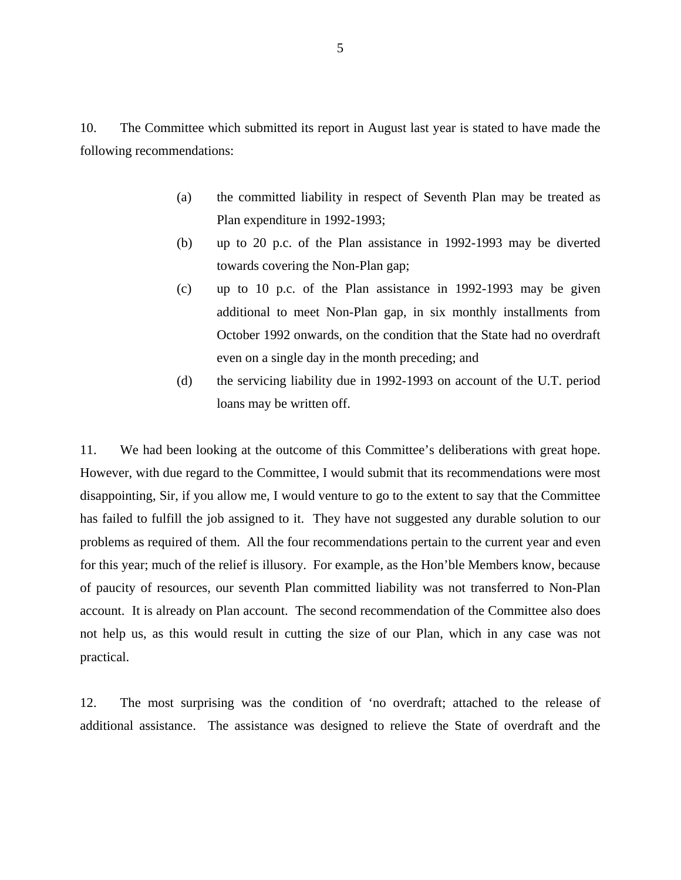10. The Committee which submitted its report in August last year is stated to have made the following recommendations:

(a) the committed liability in respect of Seventh Plan may be treated as Plan expenditure in 1992-1993;

(b) up to 20 p.c. of the Plan assistance in 1992-1993 may be diverted towards covering the Non-Plan gap;

(c) up to 10 p.c. of the Plan assistance in 1992-1993 may be given additional to meet Non-Plan gap, in six monthly installments from October 1992 onwards, on the condition that the State had no overdraft even on a single day in the month preceding; and

(d) the servicing liability due in 1992-1993 on account of the U.T. period loans may be written off.

11. We had been looking at the outcome of this Committee's deliberations with great hope. However, with due regard to the Committee, I would submit that its recommendations were most disappointing, Sir, if you allow me, I would venture to go to the extent to say that the Committee has failed to fulfill the job assigned to it. They have not suggested any durable solution to our problems as required of them. All the four recommendations pertain to the current year and even for this year; much of the relief is illusory. For example, as the Hon'ble Members know, because of paucity of resources, our seventh Plan committed liability was not transferred to Non-Plan account. It is already on Plan account. The second recommendation of the Committee also does not help us, as this would result in cutting the size of our Plan, which in any case was not practical.

12. The most surprising was the condition of 'no overdraft; attached to the release of additional assistance. The assistance was designed to relieve the State of overdraft and the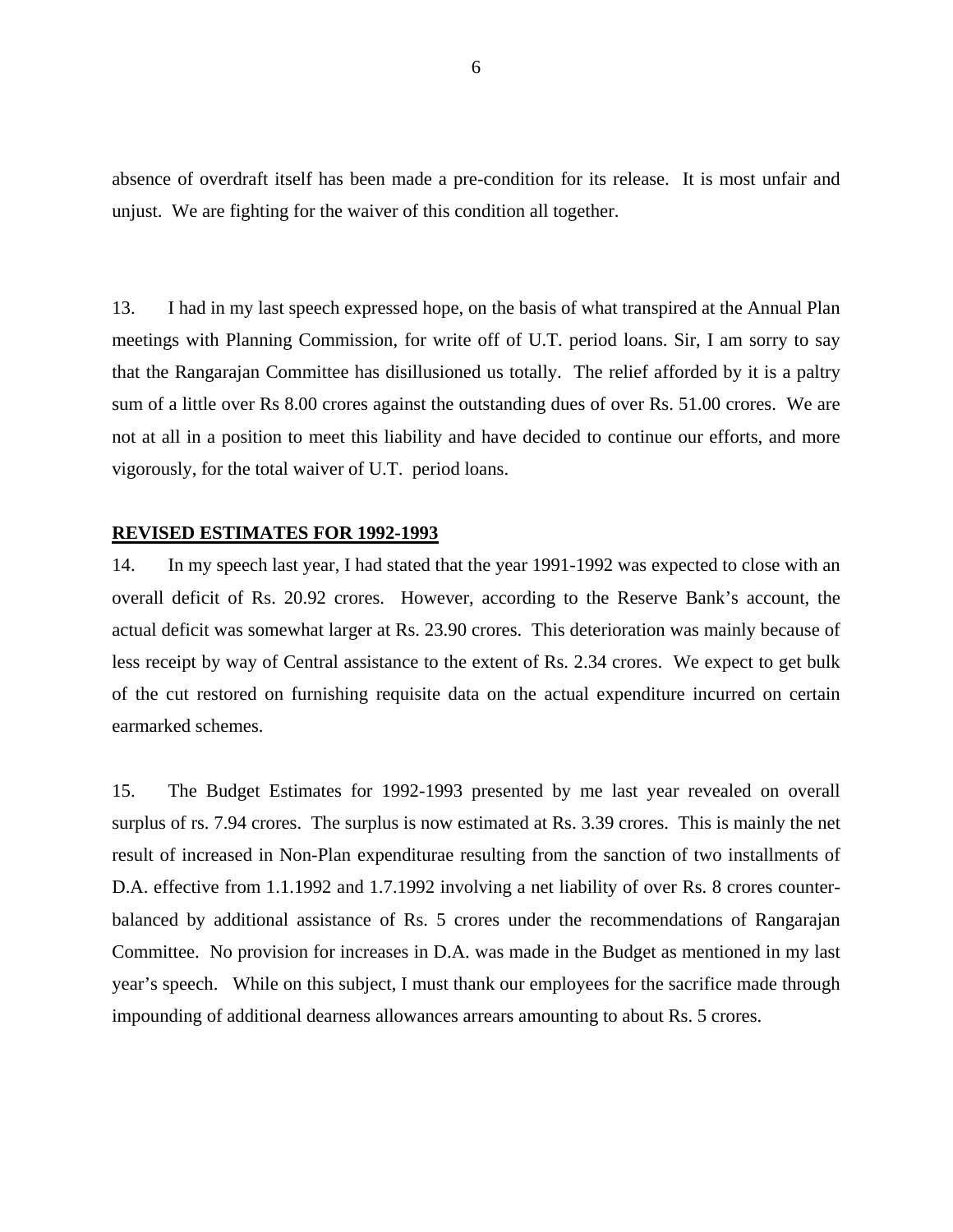absence of overdraft itself has been made a pre-condition for its release. It is most unfair and unjust. We are fighting for the waiver of this condition all together.

13. I had in my last speech expressed hope, on the basis of what transpired at the Annual Plan meetings with Planning Commission, for write off of U.T. period loans. Sir, I am sorry to say that the Rangarajan Committee has disillusioned us totally. The relief afforded by it is a paltry sum of a little over Rs 8.00 crores against the outstanding dues of over Rs. 51.00 crores. We are not at all in a position to meet this liability and have decided to continue our efforts, and more vigorously, for the total waiver of U.T. period loans.

## REVISED ESTIMATES FOR 1992-1993

14. In my speech last year, I had stated that the year 1991-1992 was expected to close with an overall deficit of Rs. 20.92 crores. However, according to the Reserve Bank's account, the actual deficit was somewhat larger at Rs. 23.90 crores. This deterioration was mainly because of less receipt by way of Central assistance to the extent of Rs. 2.34 crores. We expect to get bulk of the cut restored on furnishing requisite data on the actual expenditure incurred on certain earmarked schemes.

15. The Budget Estimates for 1992-1993 presented by me last year revealed on overall surplus of rs. 7.94 crores. The surplus is now estimated at Rs. 3.39 crores. This is mainly the net result of increased in Non-Plan expenditurae resulting from the sanction of two installments of D.A. effective from 1.1.1992 and 1.7.1992 involving a net liability of over Rs. 8 crores counter-balanced by additional assistance of Rs. 5 crores under the recommendations of Rangarajan Committee. No provision for increases in D.A. was made in the Budget as mentioned in my last year's speech. While on this subject, I must thank our employees for the sacrifice made through impounding of additional dearness allowances arrears amounting to about Rs. 5 crores.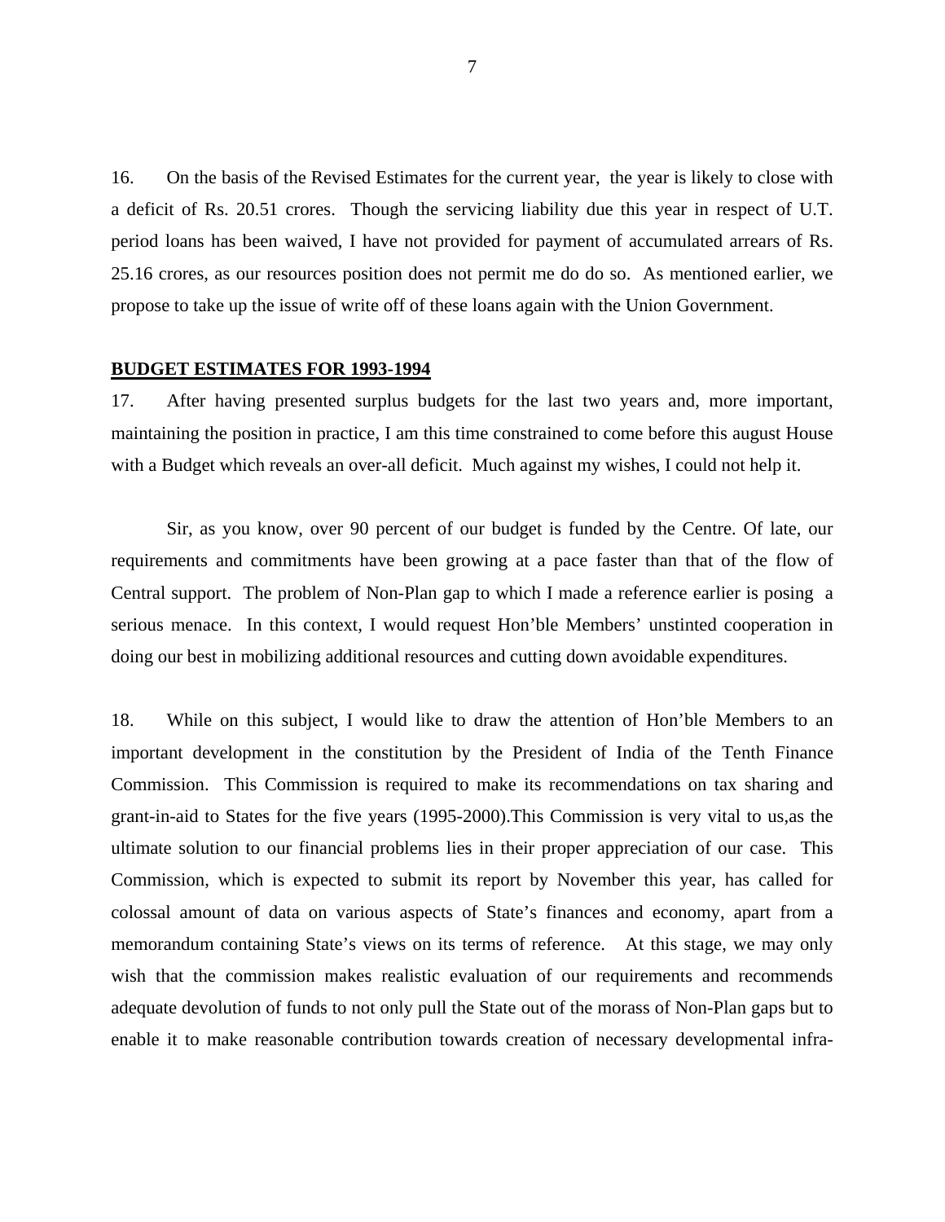16. On the basis of the Revised Estimates for the current year, the year is likely to close with a deficit of Rs. 20.51 crores. Though the servicing liability due this year in respect of U.T. period loans has been waived, I have not provided for payment of accumulated arrears of Rs. 25.16 crores, as our resources position does not permit me do do so. As mentioned earlier, we propose to take up the issue of write off of these loans again with the Union Government.

**BUDGET ESTIMATES FOR 1993-1994**

17. After having presented surplus budgets for the last two years and, more important, maintaining the position in practice, I am this time constrained to come before this august House with a Budget which reveals an over-all deficit. Much against my wishes, I could not help it.

Sir, as you know, over 90 percent of our budget is funded by the Centre. Of late, our requirements and commitments have been growing at a pace faster than that of the flow of Central support. The problem of Non-Plan gap to which I made a reference earlier is posing a serious menace. In this context, I would request Hon'ble Members' unstinted cooperation in doing our best in mobilizing additional resources and cutting down avoidable expenditures.

18. While on this subject, I would like to draw the attention of Hon'ble Members to an important development in the constitution by the President of India of the Tenth Finance Commission. This Commission is required to make its recommendations on tax sharing and grant-in-aid to States for the five years (1995-2000).This Commission is very vital to us,as the ultimate solution to our financial problems lies in their proper appreciation of our case. This Commission, which is expected to submit its report by November this year, has called for colossal amount of data on various aspects of State's finances and economy, apart from a memorandum containing State's views on its terms of reference. At this stage, we may only wish that the commission makes realistic evaluation of our requirements and recommends adequate devolution of funds to not only pull the State out of the morass of Non-Plan gaps but to enable it to make reasonable contribution towards creation of necessary developmental infra-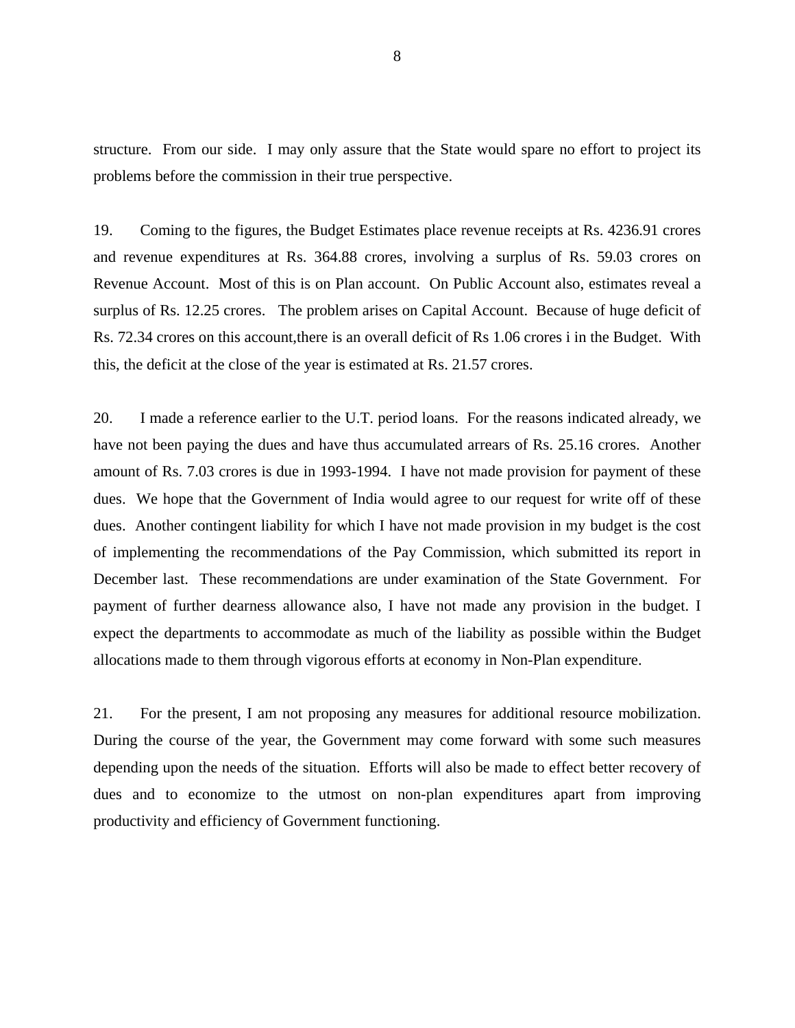structure. From our side. I may only assure that the State would spare no effort to project its problems before the commission in their true perspective.

19. Coming to the figures, the Budget Estimates place revenue receipts at Rs. 4236.91 crores and revenue expenditures at Rs. 364.88 crores, involving a surplus of Rs. 59.03 crores on Revenue Account. Most of this is on Plan account. On Public Account also, estimates reveal a surplus of Rs. 12.25 crores. The problem arises on Capital Account. Because of huge deficit of Rs. 72.34 crores on this account,there is an overall deficit of Rs 1.06 crores i in the Budget. With this, the deficit at the close of the year is estimated at Rs. 21.57 crores.

20. I made a reference earlier to the U.T. period loans. For the reasons indicated already, we have not been paying the dues and have thus accumulated arrears of Rs. 25.16 crores. Another amount of Rs. 7.03 crores is due in 1993-1994. I have not made provision for payment of these dues. We hope that the Government of India would agree to our request for write off of these dues. Another contingent liability for which I have not made provision in my budget is the cost of implementing the recommendations of the Pay Commission, which submitted its report in December last. These recommendations are under examination of the State Government. For payment of further dearness allowance also, I have not made any provision in the budget. I expect the departments to accommodate as much of the liability as possible within the Budget allocations made to them through vigorous efforts at economy in Non-Plan expenditure.

21. For the present, I am not proposing any measures for additional resource mobilization. During the course of the year, the Government may come forward with some such measures depending upon the needs of the situation. Efforts will also be made to effect better recovery of dues and to economize to the utmost on non-plan expenditures apart from improving productivity and efficiency of Government functioning.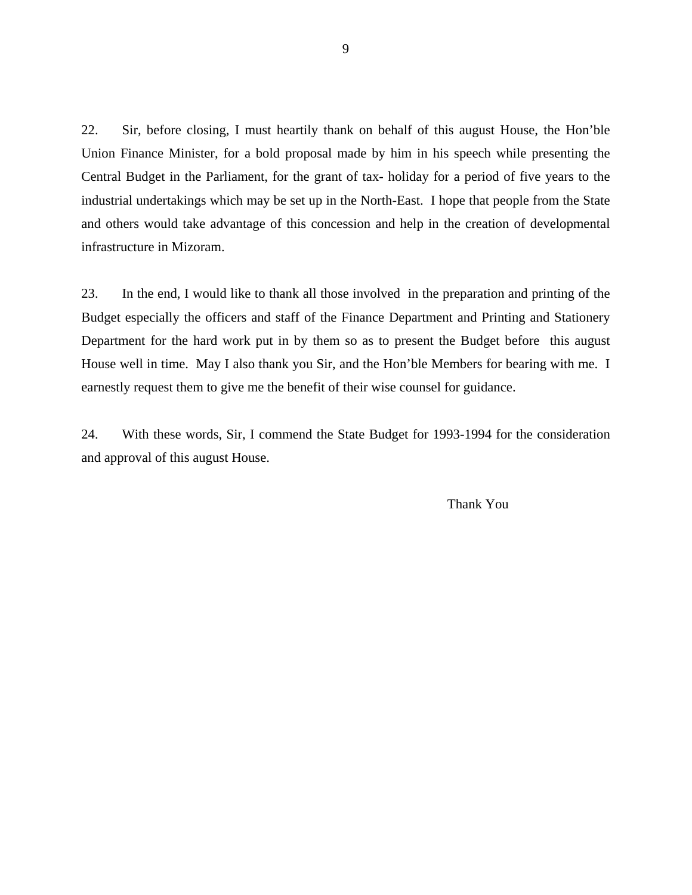22. Sir, before closing, I must heartily thank on behalf of this august House, the Hon'ble Union Finance Minister, for a bold proposal made by him in his speech while presenting the Central Budget in the Parliament, for the grant of tax- holiday for a period of five years to the industrial undertakings which may be set up in the North-East. I hope that people from the State and others would take advantage of this concession and help in the creation of developmental infrastructure in Mizoram.

23. In the end, I would like to thank all those involved in the preparation and printing of the Budget especially the officers and staff of the Finance Department and Printing and Stationery Department for the hard work put in by them so as to present the Budget before this august House well in time. May I also thank you Sir, and the Hon'ble Members for bearing with me. I earnestly request them to give me the benefit of their wise counsel for guidance.

24. With these words, Sir, I commend the State Budget for 1993-1994 for the consideration and approval of this august House.

Thank You